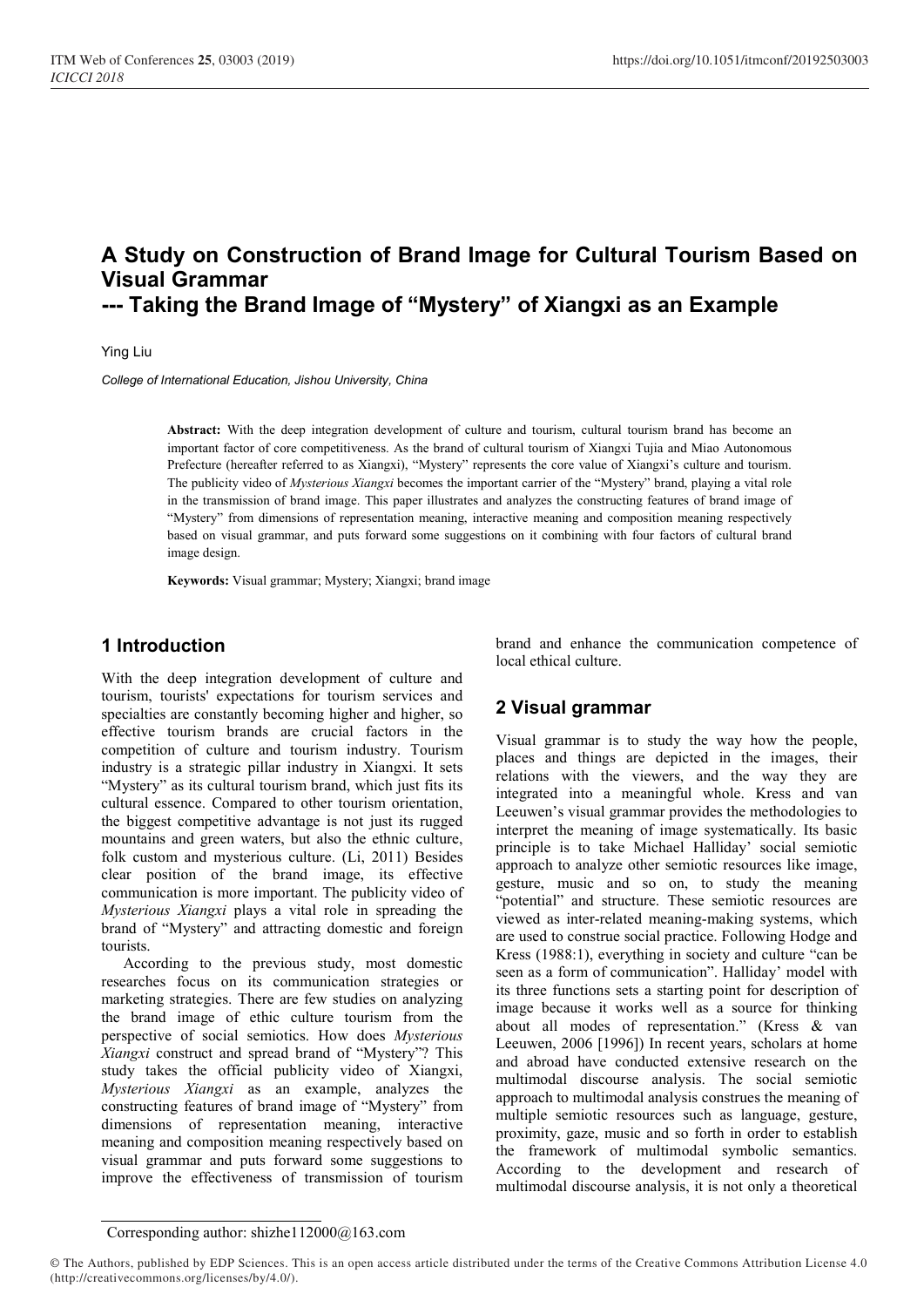# A Study on Construction of Brand Image for Cultural Tourism Based on Visual Grammar
## --- Taking the Brand Image of "Mystery" of Xiangxi as an Example

Ying Liu

*College of International Education, Jishou University, China*

**Abstract:** With the deep integration development of culture and tourism, cultural tourism brand has become an important factor of core competitiveness. As the brand of cultural tourism of Xiangxi Tujia and Miao Autonomous Prefecture (hereafter referred to as Xiangxi), "Mystery" represents the core value of Xiangxi's culture and tourism. The publicity video of *Mysterious Xiangxi* becomes the important carrier of the "Mystery" brand, playing a vital role in the transmission of brand image. This paper illustrates and analyzes the constructing features of brand image of "Mystery" from dimensions of representation meaning, interactive meaning and composition meaning respectively based on visual grammar, and puts forward some suggestions on it combining with four factors of cultural brand image design.

**Keywords:** Visual grammar; Mystery; Xiangxi; brand image

## 1 Introduction

With the deep integration development of culture and tourism, tourists' expectations for tourism services and specialties are constantly becoming higher and higher, so effective tourism brands are crucial factors in the competition of culture and tourism industry. Tourism industry is a strategic pillar industry in Xiangxi. It sets "Mystery" as its cultural tourism brand, which just fits its cultural essence. Compared to other tourism orientation, the biggest competitive advantage is not just its rugged mountains and green waters, but also the ethnic culture, folk custom and mysterious culture. (Li, 2011) Besides clear position of the brand image, its effective communication is more important. The publicity video of *Mysterious Xiangxi* plays a vital role in spreading the brand of "Mystery" and attracting domestic and foreign tourists.

According to the previous study, most domestic researches focus on its communication strategies or marketing strategies. There are few studies on analyzing the brand image of ethic culture tourism from the perspective of social semiotics. How does *Mysterious Xiangxi* construct and spread brand of "Mystery"? This study takes the official publicity video of Xiangxi, *Mysterious Xiangxi* as an example, analyzes the constructing features of brand image of "Mystery" from dimensions of representation meaning, interactive meaning and composition meaning respectively based on visual grammar and puts forward some suggestions to improve the effectiveness of transmission of tourism brand and enhance the communication competence of local ethical culture.

## 2 Visual grammar

Visual grammar is to study the way how the people, places and things are depicted in the images, their relations with the viewers, and the way they are integrated into a meaningful whole. Kress and van Leeuwen's visual grammar provides the methodologies to interpret the meaning of image systematically. Its basic principle is to take Michael Halliday' social semiotic approach to analyze other semiotic resources like image, gesture, music and so on, to study the meaning "potential" and structure. These semiotic resources are viewed as inter-related meaning-making systems, which are used to construe social practice. Following Hodge and Kress (1988:1), everything in society and culture "can be seen as a form of communication". Halliday' model with its three functions sets a starting point for description of image because it works well as a source for thinking about all modes of representation." (Kress & van Leeuwen, 2006 [1996]) In recent years, scholars at home and abroad have conducted extensive research on the multimodal discourse analysis. The social semiotic approach to multimodal analysis construes the meaning of multiple semiotic resources such as language, gesture, proximity, gaze, music and so forth in order to establish the framework of multimodal symbolic semantics. According to the development and research of multimodal discourse analysis, it is not only a theoretical

Corresponding author: shizhe112000@163.com

© The Authors, published by EDP Sciences. This is an open access article distributed under the terms of the Creative Commons Attribution License 4.0 (http://creativecommons.org/licenses/by/4.0/).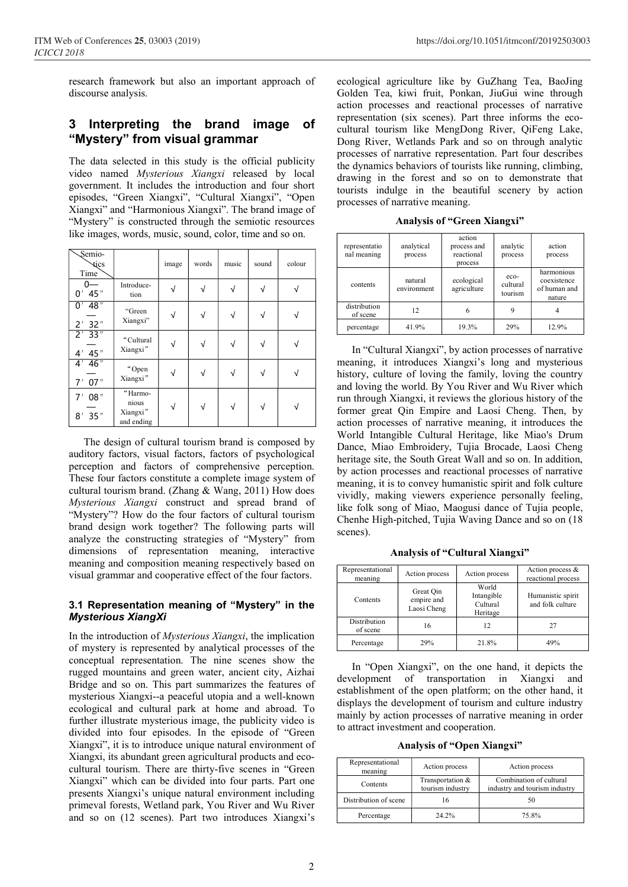research framework but also an important approach of discourse analysis.

## 3 Interpreting the brand image of "Mystery" from visual grammar

The data selected in this study is the official publicity video named *Mysterious Xiangxi* released by local government. It includes the introduction and four short episodes, "Green Xiangxi", "Cultural Xiangxi", "Open Xiangxi" and "Harmonious Xiangxi". The brand image of "Mystery" is constructed through the semiotic resources like images, words, music, sound, color, time and so on.

| Semiotics / Time | | image | words | music | sound | colour |
|---|---|---|---|---|---|---|
| 0— 0′45″ | Introducetion | √ | √ | √ | √ | √ |
| 0′48″ — 2′32″ | "Green Xiangxi" | √ | √ | √ | √ | √ |
| 2′33″ — 4′45″ | "Cultural Xiangxi" | √ | √ | √ | √ | √ |
| 4′46″ — 7′07″ | "Open Xiangxi" | √ | √ | √ | √ | √ |
| 7′08″ — 8′35″ | "Harmonious Xiangxi" and ending | √ | √ | √ | √ | √ |

The design of cultural tourism brand is composed by auditory factors, visual factors, factors of psychological perception and factors of comprehensive perception. These four factors constitute a complete image system of cultural tourism brand. (Zhang & Wang, 2011) How does *Mysterious Xiangxi* construct and spread brand of "Mystery"? How do the four factors of cultural tourism brand design work together? The following parts will analyze the constructing strategies of "Mystery" from dimensions of representation meaning, interactive meaning and composition meaning respectively based on visual grammar and cooperative effect of the four factors.

### 3.1 Representation meaning of "Mystery" in the *Mysterious XiangXi*

In the introduction of *Mysterious Xiangxi*, the implication of mystery is represented by analytical processes of the conceptual representation. The nine scenes show the rugged mountains and green water, ancient city, Aizhai Bridge and so on. This part summarizes the features of mysterious Xiangxi--a peaceful utopia and a well-known ecological and cultural park at home and abroad. To further illustrate mysterious image, the publicity video is divided into four episodes. In the episode of "Green Xiangxi", it is to introduce unique natural environment of Xiangxi, its abundant green agricultural products and eco-cultural tourism. There are thirty-five scenes in "Green Xiangxi" which can be divided into four parts. Part one presents Xiangxi's unique natural environment including primeval forests, Wetland park, You River and Wu River and so on (12 scenes). Part two introduces Xiangxi's ecological agriculture like by GuZhang Tea, BaoJing Golden Tea, kiwi fruit, Ponkan, JiuGui wine through action processes and reactional processes of narrative representation (six scenes). Part three informs the eco-cultural tourism like MengDong River, QiFeng Lake, Dong River, Wetlands Park and so on through analytic processes of narrative representation. Part four describes the dynamics behaviors of tourists like running, climbing, drawing in the forest and so on to demonstrate that tourists indulge in the beautiful scenery by action processes of narrative meaning.

**Analysis of "Green Xiangxi"**

| representational meaning | analytical process | action process and reactional process | analytic process | action process |
|---|---|---|---|---|
| contents | natural environment | ecological agriculture | eco-cultural tourism | harmonious coexistence of human and nature |
| distribution of scene | 12 | 6 | 9 | 4 |
| percentage | 41.9% | 19.3% | 29% | 12.9% |

In "Cultural Xiangxi", by action processes of narrative meaning, it introduces Xiangxi's long and mysterious history, culture of loving the family, loving the country and loving the world. By You River and Wu River which run through Xiangxi, it reviews the glorious history of the former great Qin Empire and Laosi Cheng. Then, by action processes of narrative meaning, it introduces the World Intangible Cultural Heritage, like Miao's Drum Dance, Miao Embroidery, Tujia Brocade, Laosi Cheng heritage site, the South Great Wall and so on. In addition, by action processes and reactional processes of narrative meaning, it is to convey humanistic spirit and folk culture vividly, making viewers experience personally feeling, like folk song of Miao, Maogusi dance of Tujia people, Chenhe High-pitched, Tujia Waving Dance and so on (18 scenes).

**Analysis of "Cultural Xiangxi"**

| Representational meaning | Action process | Action process | Action process & reactional process |
|---|---|---|---|
| Contents | Great Qin empire and Laosi Cheng | World Intangible Cultural Heritage | Humanistic spirit and folk culture |
| Distribution of scene | 16 | 12 | 27 |
| Percentage | 29% | 21.8% | 49% |

In "Open Xiangxi", on the one hand, it depicts the development of transportation in Xiangxi and establishment of the open platform; on the other hand, it displays the development of tourism and culture industry mainly by action processes of narrative meaning in order to attract investment and cooperation.

**Analysis of "Open Xiangxi"**

| Representational meaning | Action process | Action process |
|---|---|---|
| Contents | Transportation & tourism industry | Combination of cultural industry and tourism industry |
| Distribution of scene | 16 | 50 |
| Percentage | 24.2% | 75.8% |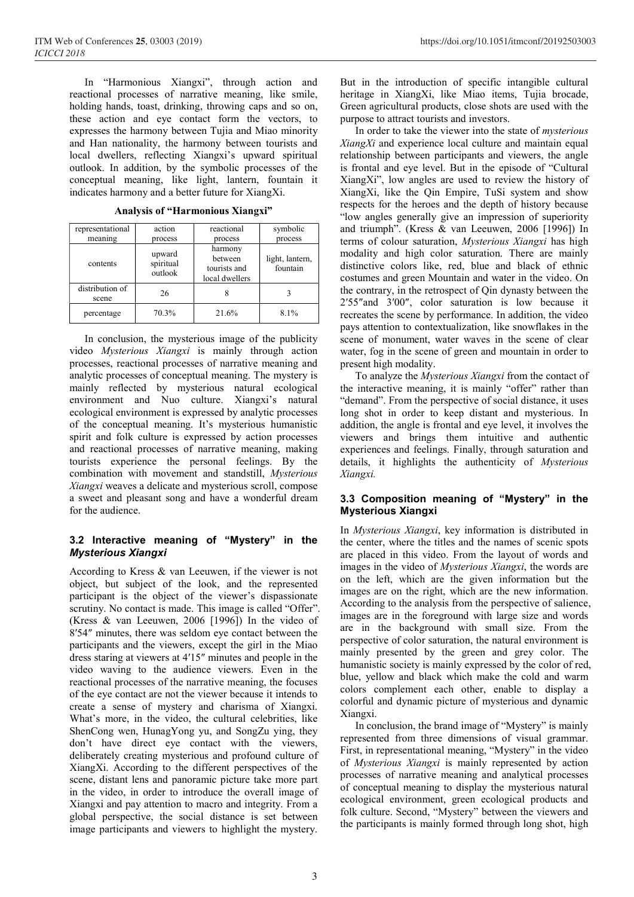In "Harmonious Xiangxi", through action and reactional processes of narrative meaning, like smile, holding hands, toast, drinking, throwing caps and so on, these action and eye contact form the vectors, to expresses the harmony between Tujia and Miao minority and Han nationality, the harmony between tourists and local dwellers, reflecting Xiangxi's upward spiritual outlook. In addition, by the symbolic processes of the conceptual meaning, like light, lantern, fountain it indicates harmony and a better future for XiangXi.

**Analysis of "Harmonious Xiangxi"**

| representational meaning | action process | reactional process | symbolic process |
|---|---|---|---|
| contents | upward spiritual outlook | harmony between tourists and local dwellers | light, lantern, fountain |
| distribution of scene | 26 | 8 | 3 |
| percentage | 70.3% | 21.6% | 8.1% |

In conclusion, the mysterious image of the publicity video *Mysterious Xiangxi* is mainly through action processes, reactional processes of narrative meaning and analytic processes of conceptual meaning. The mystery is mainly reflected by mysterious natural ecological environment and Nuo culture. Xiangxi's natural ecological environment is expressed by analytic processes of the conceptual meaning. It's mysterious humanistic spirit and folk culture is expressed by action processes and reactional processes of narrative meaning, making tourists experience the personal feelings. By the combination with movement and standstill, *Mysterious Xiangxi* weaves a delicate and mysterious scroll, compose a sweet and pleasant song and have a wonderful dream for the audience.

### 3.2 Interactive meaning of "Mystery" in the *Mysterious Xiangxi*

According to Kress & van Leeuwen, if the viewer is not object, but subject of the look, and the represented participant is the object of the viewer's dispassionate scrutiny. No contact is made. This image is called "Offer". (Kress & van Leeuwen, 2006 [1996]) In the video of 8′54″ minutes, there was seldom eye contact between the participants and the viewers, except the girl in the Miao dress staring at viewers at 4′15″ minutes and people in the video waving to the audience viewers. Even in the reactional processes of the narrative meaning, the focuses of the eye contact are not the viewer because it intends to create a sense of mystery and charisma of Xiangxi. What's more, in the video, the cultural celebrities, like ShenCong wen, HunagYong yu, and SongZu ying, they don't have direct eye contact with the viewers, deliberately creating mysterious and profound culture of XiangXi. According to the different perspectives of the scene, distant lens and panoramic picture take more part in the video, in order to introduce the overall image of Xiangxi and pay attention to macro and integrity. From a global perspective, the social distance is set between image participants and viewers to highlight the mystery. But in the introduction of specific intangible cultural heritage in XiangXi, like Miao items, Tujia brocade, Green agricultural products, close shots are used with the purpose to attract tourists and investors.

In order to take the viewer into the state of *mysterious XiangXi* and experience local culture and maintain equal relationship between participants and viewers, the angle is frontal and eye level. But in the episode of "Cultural XiangXi", low angles are used to review the history of XiangXi, like the Qin Empire, TuSi system and show respects for the heroes and the depth of history because "low angles generally give an impression of superiority and triumph". (Kress & van Leeuwen, 2006 [1996]) In terms of colour saturation, *Mysterious Xiangxi* has high modality and high color saturation. There are mainly distinctive colors like, red, blue and black of ethnic costumes and green Mountain and water in the video. On the contrary, in the retrospect of Qin dynasty between the 2′55″and 3′00″, color saturation is low because it recreates the scene by performance. In addition, the video pays attention to contextualization, like snowflakes in the scene of monument, water waves in the scene of clear water, fog in the scene of green and mountain in order to present high modality.

To analyze the *Mysterious Xiangxi* from the contact of the interactive meaning, it is mainly "offer" rather than "demand". From the perspective of social distance, it uses long shot in order to keep distant and mysterious. In addition, the angle is frontal and eye level, it involves the viewers and brings them intuitive and authentic experiences and feelings. Finally, through saturation and details, it highlights the authenticity of *Mysterious Xiangxi.*

### 3.3 Composition meaning of "Mystery" in the Mysterious Xiangxi

In *Mysterious Xiangxi*, key information is distributed in the center, where the titles and the names of scenic spots are placed in this video. From the layout of words and images in the video of *Mysterious Xiangxi*, the words are on the left, which are the given information but the images are on the right, which are the new information. According to the analysis from the perspective of salience, images are in the foreground with large size and words are in the background with small size. From the perspective of color saturation, the natural environment is mainly presented by the green and grey color. The humanistic society is mainly expressed by the color of red, blue, yellow and black which make the cold and warm colors complement each other, enable to display a colorful and dynamic picture of mysterious and dynamic Xiangxi.

In conclusion, the brand image of "Mystery" is mainly represented from three dimensions of visual grammar. First, in representational meaning, "Mystery" in the video of *Mysterious Xiangxi* is mainly represented by action processes of narrative meaning and analytical processes of conceptual meaning to display the mysterious natural ecological environment, green ecological products and folk culture. Second, "Mystery" between the viewers and the participants is mainly formed through long shot, high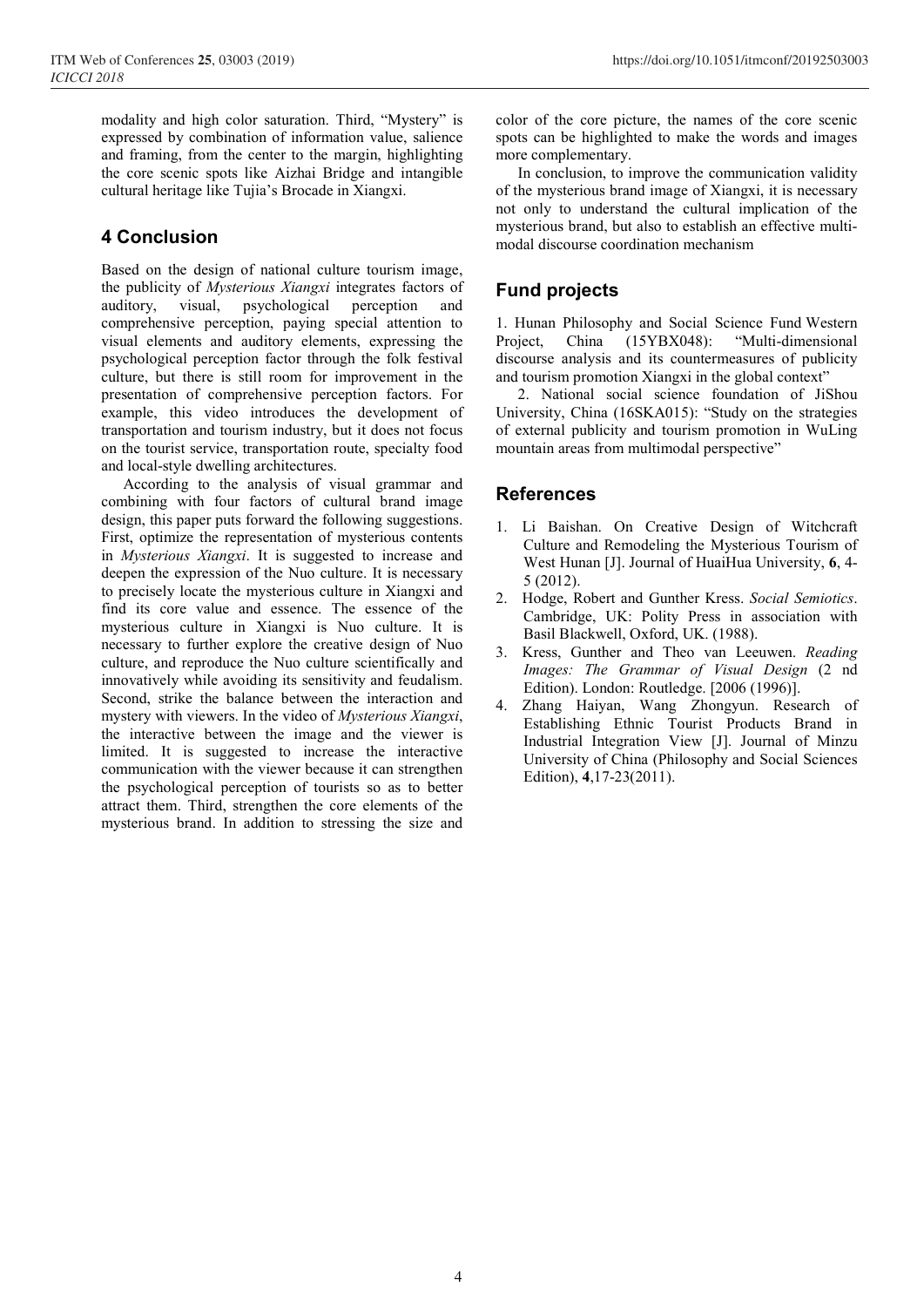modality and high color saturation. Third, "Mystery" is expressed by combination of information value, salience and framing, from the center to the margin, highlighting the core scenic spots like Aizhai Bridge and intangible cultural heritage like Tujia's Brocade in Xiangxi.

## 4 Conclusion

Based on the design of national culture tourism image, the publicity of *Mysterious Xiangxi* integrates factors of auditory, visual, psychological perception and comprehensive perception, paying special attention to visual elements and auditory elements, expressing the psychological perception factor through the folk festival culture, but there is still room for improvement in the presentation of comprehensive perception factors. For example, this video introduces the development of transportation and tourism industry, but it does not focus on the tourist service, transportation route, specialty food and local-style dwelling architectures.

According to the analysis of visual grammar and combining with four factors of cultural brand image design, this paper puts forward the following suggestions. First, optimize the representation of mysterious contents in *Mysterious Xiangxi*. It is suggested to increase and deepen the expression of the Nuo culture. It is necessary to precisely locate the mysterious culture in Xiangxi and find its core value and essence. The essence of the mysterious culture in Xiangxi is Nuo culture. It is necessary to further explore the creative design of Nuo culture, and reproduce the Nuo culture scientifically and innovatively while avoiding its sensitivity and feudalism. Second, strike the balance between the interaction and mystery with viewers. In the video of *Mysterious Xiangxi*, the interactive between the image and the viewer is limited. It is suggested to increase the interactive communication with the viewer because it can strengthen the psychological perception of tourists so as to better attract them. Third, strengthen the core elements of the mysterious brand. In addition to stressing the size and color of the core picture, the names of the core scenic spots can be highlighted to make the words and images more complementary.

In conclusion, to improve the communication validity of the mysterious brand image of Xiangxi, it is necessary not only to understand the cultural implication of the mysterious brand, but also to establish an effective multi-modal discourse coordination mechanism

## Fund projects

1. Hunan Philosophy and Social Science Fund Western Project, China (15YBX048): "Multi-dimensional discourse analysis and its countermeasures of publicity and tourism promotion Xiangxi in the global context"

2. National social science foundation of JiShou University, China (16SKA015): "Study on the strategies of external publicity and tourism promotion in WuLing mountain areas from multimodal perspective"

## References

1. Li Baishan. On Creative Design of Witchcraft Culture and Remodeling the Mysterious Tourism of West Hunan [J]. Journal of HuaiHua University, **6**, 4-5 (2012).
2. Hodge, Robert and Gunther Kress. *Social Semiotics*. Cambridge, UK: Polity Press in association with Basil Blackwell, Oxford, UK. (1988).
3. Kress, Gunther and Theo van Leeuwen. *Reading Images: The Grammar of Visual Design* (2 nd Edition). London: Routledge. [2006 (1996)].
4. Zhang Haiyan, Wang Zhongyun. Research of Establishing Ethnic Tourist Products Brand in Industrial Integration View [J]. Journal of Minzu University of China (Philosophy and Social Sciences Edition), **4**,17-23(2011).